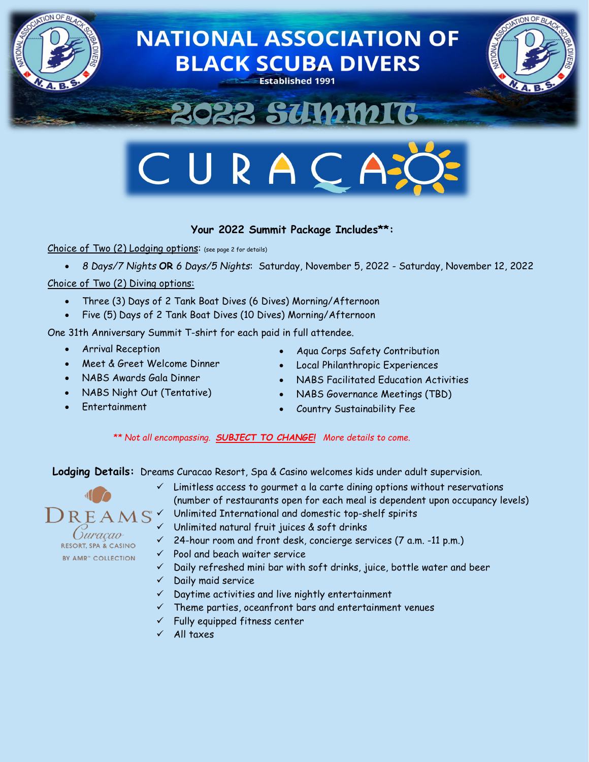# NATIONAL ASSOCIATION OF BLACK SCUBA DIVERS

Established 1991

## 2022 SUMMIT

## CURACAO

### Your 2022 Summit Package Includes**:

Choice of Two (2) Lodging options: (see page 2 for details)

- *8 Days/7 Nights* **OR** *6 Days/5 Nights*: Saturday, November 5, 2022 - Saturday, November 12, 2022

Choice of Two (2) Diving options:

- Three (3) Days of 2 Tank Boat Dives (6 Dives) Morning/Afternoon
- Five (5) Days of 2 Tank Boat Dives (10 Dives) Morning/Afternoon

One 31th Anniversary Summit T-shirt for each paid in full attendee.

- Arrival Reception
- Meet & Greet Welcome Dinner
- NABS Awards Gala Dinner
- NABS Night Out (Tentative)
- Entertainment
- Aqua Corps Safety Contribution
- Local Philanthropic Experiences
- NABS Facilitated Education Activities
- NABS Governance Meetings (TBD)
- Country Sustainability Fee

*** Not all encompassing. **SUBJECT TO CHANGE!** More details to come.*

**Lodging Details:** Dreams Curacao Resort, Spa & Casino welcomes kids under adult supervision.

DREAMS Curaçao RESORT, SPA & CASINO BY AMR™ COLLECTION

- ✓ Limitless access to gourmet a la carte dining options without reservations (number of restaurants open for each meal is dependent upon occupancy levels)
- ✓ Unlimited International and domestic top-shelf spirits
- ✓ Unlimited natural fruit juices & soft drinks
- ✓ 24-hour room and front desk, concierge services (7 a.m. -11 p.m.)
- ✓ Pool and beach waiter service
- ✓ Daily refreshed mini bar with soft drinks, juice, bottle water and beer
- ✓ Daily maid service
- ✓ Daytime activities and live nightly entertainment
- ✓ Theme parties, oceanfront bars and entertainment venues
- ✓ Fully equipped fitness center
- ✓ All taxes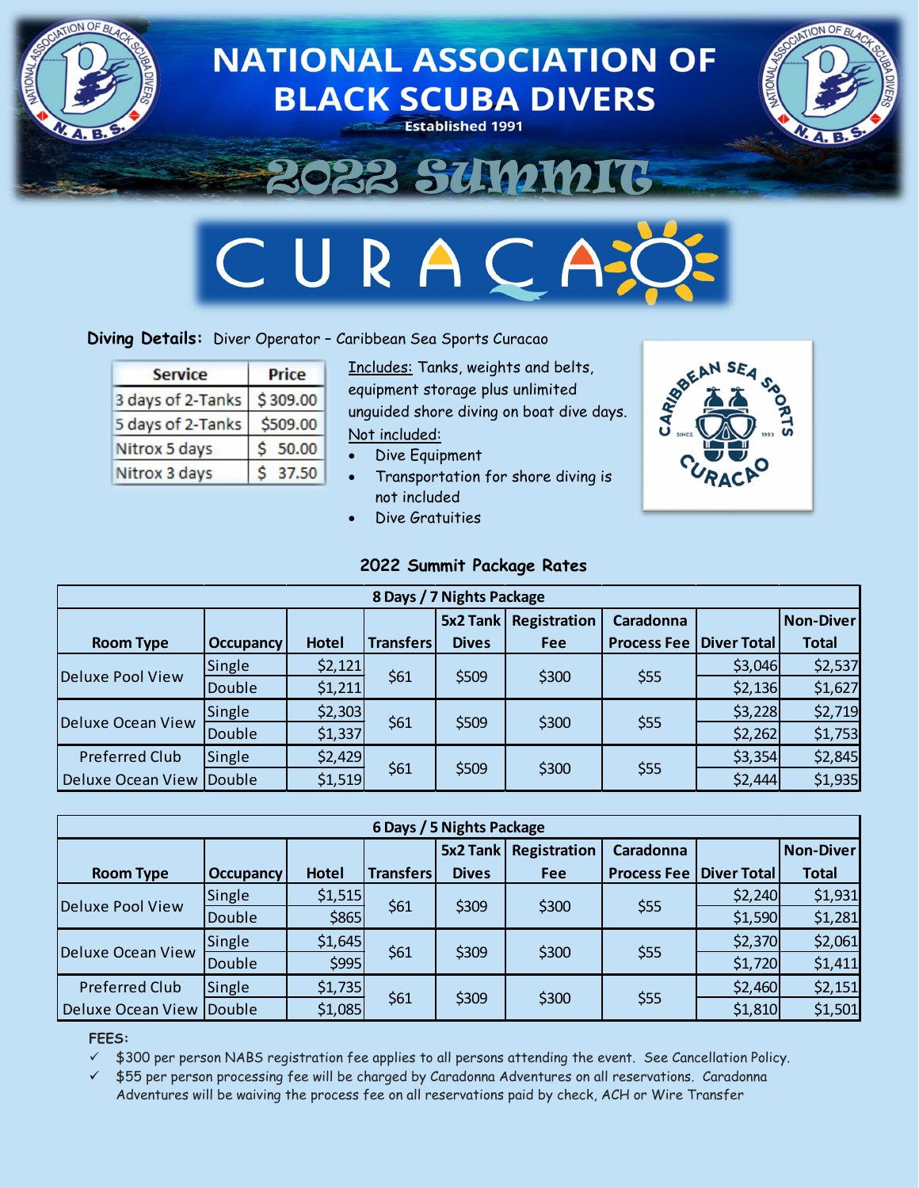# NATIONAL ASSOCIATION OF BLACK SCUBA DIVERS

Established 1991

## 2022 SUMMIT

## CURACAO

**Diving Details:** Diver Operator – Caribbean Sea Sports Curacao

| Service | Price |
|---|---|
| 3 days of 2-Tanks | $ 309.00 |
| 5 days of 2-Tanks | $509.00 |
| Nitrox 5 days | $ 50.00 |
| Nitrox 3 days | $ 37.50 |

Includes: Tanks, weights and belts, equipment storage plus unlimited unguided shore diving on boat dive days.

Not included:

- Dive Equipment
- Transportation for shore diving is not included
- Dive Gratuities

Caribbean Sea Sports Curacao — Since 1993

### 2022 Summit Package Rates

| 8 Days / 7 Nights Package | | | | | | | | |
|---|---|---|---|---|---|---|---|---|
| Room Type | Occupancy | Hotel | Transfers | 5x2 Tank Dives | Registration Fee | Caradonna Process Fee | Diver Total | Non-Diver Total |
| Deluxe Pool View | Single | $2,121 | $61 | $509 | $300 | $55 | $3,046 | $2,537 |
| | Double | $1,211 | | | | | $2,136 | $1,627 |
| Deluxe Ocean View | Single | $2,303 | $61 | $509 | $300 | $55 | $3,228 | $2,719 |
| | Double | $1,337 | | | | | $2,262 | $1,753 |
| Preferred Club Deluxe Ocean View | Single | $2,429 | $61 | $509 | $300 | $55 | $3,354 | $2,845 |
| | Double | $1,519 | | | | | $2,444 | $1,935 |

| 6 Days / 5 Nights Package | | | | | | | | |
|---|---|---|---|---|---|---|---|---|
| Room Type | Occupancy | Hotel | Transfers | 5x2 Tank Dives | Registration Fee | Caradonna Process Fee | Diver Total | Non-Diver Total |
| Deluxe Pool View | Single | $1,515 | $61 | $309 | $300 | $55 | $2,240 | $1,931 |
| | Double | $865 | | | | | $1,590 | $1,281 |
| Deluxe Ocean View | Single | $1,645 | $61 | $309 | $300 | $55 | $2,370 | $2,061 |
| | Double | $995 | | | | | $1,720 | $1,411 |
| Preferred Club Deluxe Ocean View | Single | $1,735 | $61 | $309 | $300 | $55 | $2,460 | $2,151 |
| | Double | $1,085 | | | | | $1,810 | $1,501 |

**FEES:**

- ✓ $300 per person NABS registration fee applies to all persons attending the event. See Cancellation Policy.
- ✓ $55 per person processing fee will be charged by Caradonna Adventures on all reservations. Caradonna Adventures will be waiving the process fee on all reservations paid by check, ACH or Wire Transfer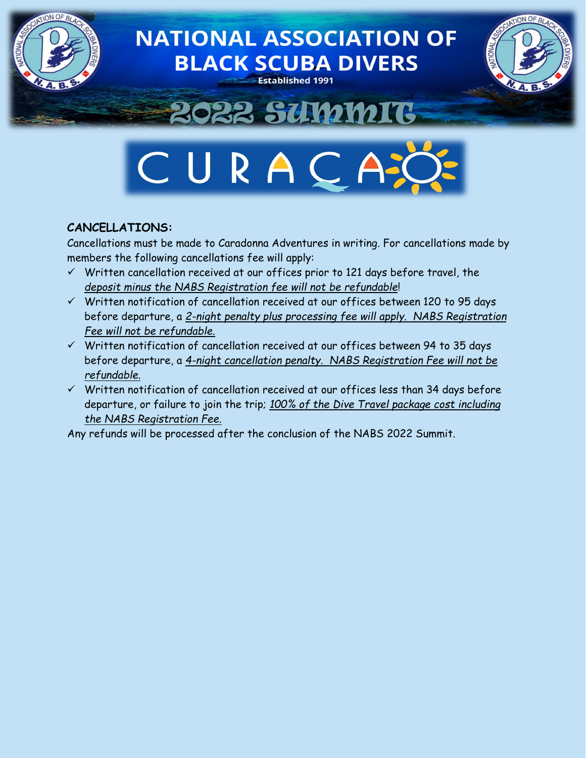# NATIONAL ASSOCIATION OF BLACK SCUBA DIVERS

Established 1991

## 2022 SUMMIT

## CURAÇAO

**CANCELLATIONS:**

Cancellations must be made to Caradonna Adventures in writing. For cancellations made by members the following cancellations fee will apply:

- ✓ Written cancellation received at our offices prior to 121 days before travel, the *deposit minus the NABS Registration fee will not be refundable*!
- ✓ Written notification of cancellation received at our offices between 120 to 95 days before departure, a *2-night penalty plus processing fee will apply. NABS Registration Fee will not be refundable.*
- ✓ Written notification of cancellation received at our offices between 94 to 35 days before departure, a *4-night cancellation penalty. NABS Registration Fee will not be refundable.*
- ✓ Written notification of cancellation received at our offices less than 34 days before departure, or failure to join the trip; *100% of the Dive Travel package cost including the NABS Registration Fee.*

Any refunds will be processed after the conclusion of the NABS 2022 Summit.